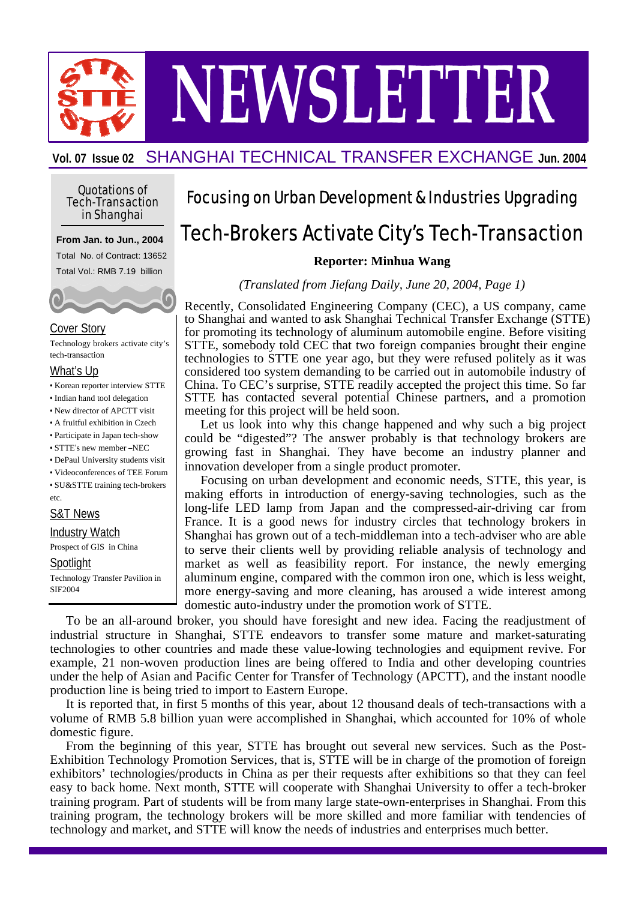# NEWSLETTER

**Vol. 07 Issue 02** SHANGHAI TECHNICAL TRANSFER EXCHANGE **Jun. 2004**

## Quotations of Tech-Transaction in Shanghai

**From Jan. to Jun., 2004**

Total No. of Contract: 13652

Total Vol.: RMB 7.19 billion

**Cover Story**

Technology brokers activate city's tech-transaction

**What's Up**

- Korean reporter interview STTE
- Indian hand tool delegation
- New director of APCTT visit
- A fruitful exhibition in Czech
- Participate in Japan tech-show
- STTE's new member –NEC
- DePaul University students visit
- Videoconferences of TEE Forum
- SU&STTE training tech-brokers

etc.

**S&T News**

**Industry Watch**

Prospect of GIS in China

**Spotlight**

Technology Transfer Pavilion in SIF2004

## Focusing on Urban Development & Industries Upgrading

# Tech-Brokers Activate City's Tech-Transaction

**Reporter: Minhua Wang**

*(Translated from Jiefang Daily, June 20, 2004, Page 1)*

Recently, Consolidated Engineering Company (CEC), a US company, came to Shanghai and wanted to ask Shanghai Technical Transfer Exchange (STTE) for promoting its technology of aluminum automobile engine. Before visiting STTE, somebody told CEC that two foreign companies brought their engine technologies to STTE one year ago, but they were refused politely as it was considered too system demanding to be carried out in automobile industry of China. To CEC's surprise, STTE readily accepted the project this time. So far STTE has contacted several potential Chinese partners, and a promotion meeting for this project will be held soon.

Let us look into why this change happened and why such a big project could be "digested"? The answer probably is that technology brokers are growing fast in Shanghai. They have become an industry planner and innovation developer from a single product promoter.

Focusing on urban development and economic needs, STTE, this year, is making efforts in introduction of energy-saving technologies, such as the long-life LED lamp from Japan and the compressed-air-driving car from France. It is a good news for industry circles that technology brokers in Shanghai has grown out of a tech-middleman into a tech-adviser who are able to serve their clients well by providing reliable analysis of technology and market as well as feasibility report. For instance, the newly emerging aluminum engine, compared with the common iron one, which is less weight, more energy-saving and more cleaning, has aroused a wide interest among domestic auto-industry under the promotion work of STTE.

To be an all-around broker, you should have foresight and new idea. Facing the readjustment of industrial structure in Shanghai, STTE endeavors to transfer some mature and market-saturating technologies to other countries and made these value-lowing technologies and equipment revive. For example, 21 non-woven production lines are being offered to India and other developing countries under the help of Asian and Pacific Center for Transfer of Technology (APCTT), and the instant noodle production line is being tried to import to Eastern Europe.

It is reported that, in first 5 months of this year, about 12 thousand deals of tech-transactions with a volume of RMB 5.8 billion yuan were accomplished in Shanghai, which accounted for 10% of whole domestic figure.

From the beginning of this year, STTE has brought out several new services. Such as the Post-Exhibition Technology Promotion Services, that is, STTE will be in charge of the promotion of foreign exhibitors' technologies/products in China as per their requests after exhibitions so that they can feel easy to back home. Next month, STTE will cooperate with Shanghai University to offer a tech-broker training program. Part of students will be from many large state-own-enterprises in Shanghai. From this training program, the technology brokers will be more skilled and more familiar with tendencies of technology and market, and STTE will know the needs of industries and enterprises much better.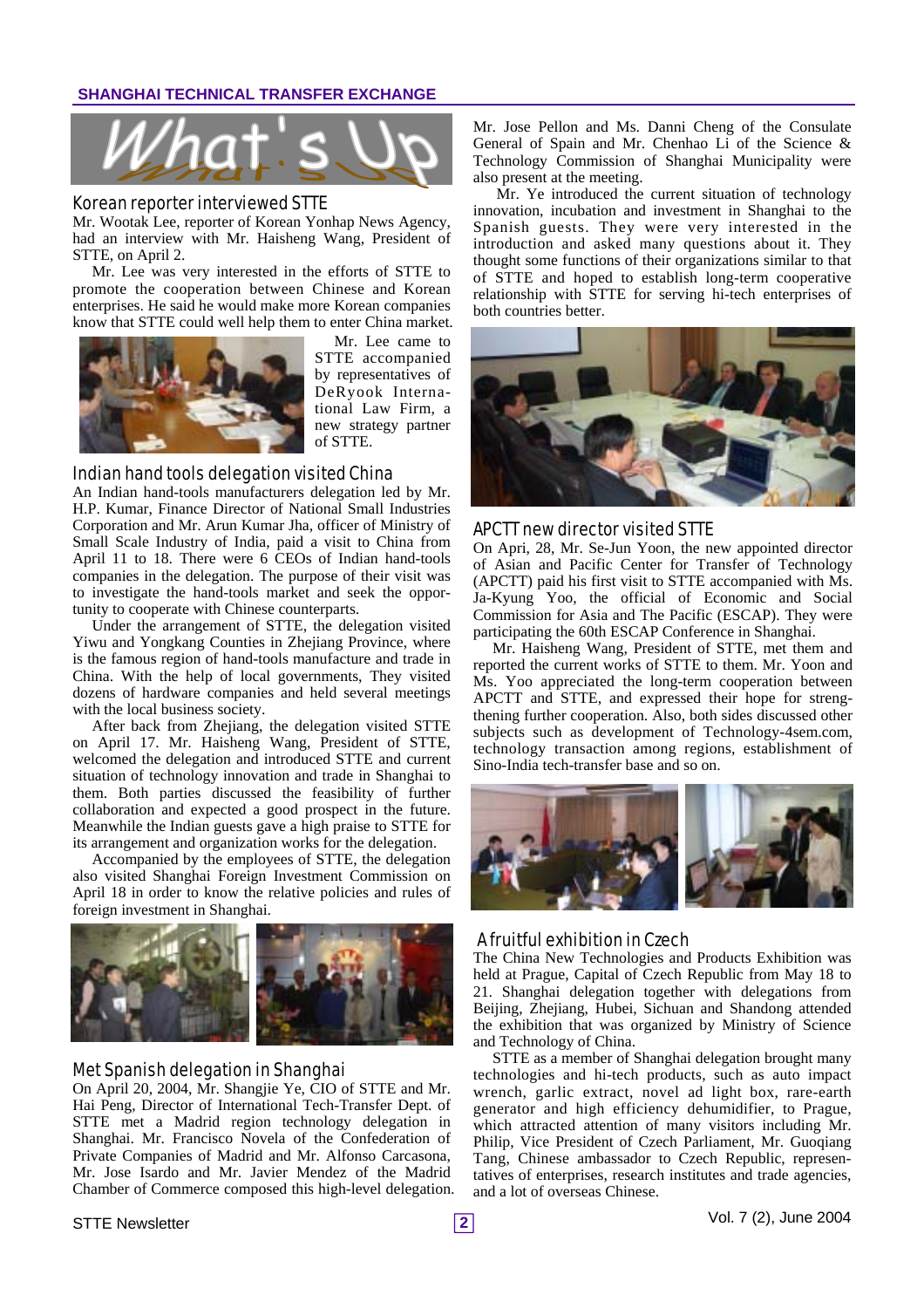# What's Up

## Korean reporter interviewed STTE

Mr. Wootak Lee, reporter of Korean Yonhap News Agency, had an interview with Mr. Haisheng Wang, President of STTE, on April 2.

Mr. Lee was very interested in the efforts of STTE to promote the cooperation between Chinese and Korean enterprises. He said he would make more Korean companies know that STTE could well help them to enter China market.

Mr. Lee came to STTE accompanied by representatives of DeRyook International Law Firm, a new strategy partner of STTE.

## Indian hand tools delegation visited China

An Indian hand-tools manufacturers delegation led by Mr. H.P. Kumar, Finance Director of National Small Industries Corporation and Mr. Arun Kumar Jha, officer of Ministry of Small Scale Industry of India, paid a visit to China from April 11 to 18. There were 6 CEOs of Indian hand-tools companies in the delegation. The purpose of their visit was to investigate the hand-tools market and seek the opportunity to cooperate with Chinese counterparts.

Under the arrangement of STTE, the delegation visited Yiwu and Yongkang Counties in Zhejiang Province, where is the famous region of hand-tools manufacture and trade in China. With the help of local governments, They visited dozens of hardware companies and held several meetings with the local business society.

After back from Zhejiang, the delegation visited STTE on April 17. Mr. Haisheng Wang, President of STTE, welcomed the delegation and introduced STTE and current situation of technology innovation and trade in Shanghai to them. Both parties discussed the feasibility of further collaboration and expected a good prospect in the future. Meanwhile the Indian guests gave a high praise to STTE for its arrangement and organization works for the delegation.

Accompanied by the employees of STTE, the delegation also visited Shanghai Foreign Investment Commission on April 18 in order to know the relative policies and rules of foreign investment in Shanghai.

## Met Spanish delegation in Shanghai

On April 20, 2004, Mr. Shangjie Ye, CIO of STTE and Mr. Hai Peng, Director of International Tech-Transfer Dept. of STTE met a Madrid region technology delegation in Shanghai. Mr. Francisco Novela of the Confederation of Private Companies of Madrid and Mr. Alfonso Carcasona, Mr. Jose Isardo and Mr. Javier Mendez of the Madrid Chamber of Commerce composed this high-level delegation. Mr. Jose Pellon and Ms. Danni Cheng of the Consulate General of Spain and Mr. Chenhao Li of the Science & Technology Commission of Shanghai Municipality were also present at the meeting.

Mr. Ye introduced the current situation of technology innovation, incubation and investment in Shanghai to the Spanish guests. They were very interested in the introduction and asked many questions about it. They thought some functions of their organizations similar to that of STTE and hoped to establish long-term cooperative relationship with STTE for serving hi-tech enterprises of both countries better.

## APCTT new director visited STTE

On Apri, 28, Mr. Se-Jun Yoon, the new appointed director of Asian and Pacific Center for Transfer of Technology (APCTT) paid his first visit to STTE accompanied with Ms. Ja-Kyung Yoo, the official of Economic and Social Commission for Asia and The Pacific (ESCAP). They were participating the 60th ESCAP Conference in Shanghai.

Mr. Haisheng Wang, President of STTE, met them and reported the current works of STTE to them. Mr. Yoon and Ms. Yoo appreciated the long-term cooperation between APCTT and STTE, and expressed their hope for strengthening further cooperation. Also, both sides discussed other subjects such as development of Technology-4sem.com, technology transaction among regions, establishment of Sino-India tech-transfer base and so on.

## A fruitful exhibition in Czech

The China New Technologies and Products Exhibition was held at Prague, Capital of Czech Republic from May 18 to 21. Shanghai delegation together with delegations from Beijing, Zhejiang, Hubei, Sichuan and Shandong attended the exhibition that was organized by Ministry of Science and Technology of China.

STTE as a member of Shanghai delegation brought many technologies and hi-tech products, such as auto impact wrench, garlic extract, novel ad light box, rare-earth generator and high efficiency dehumidifier, to Prague, which attracted attention of many visitors including Mr. Philip, Vice President of Czech Parliament, Mr. Guoqiang Tang, Chinese ambassador to Czech Republic, representatives of enterprises, research institutes and trade agencies, and a lot of overseas Chinese.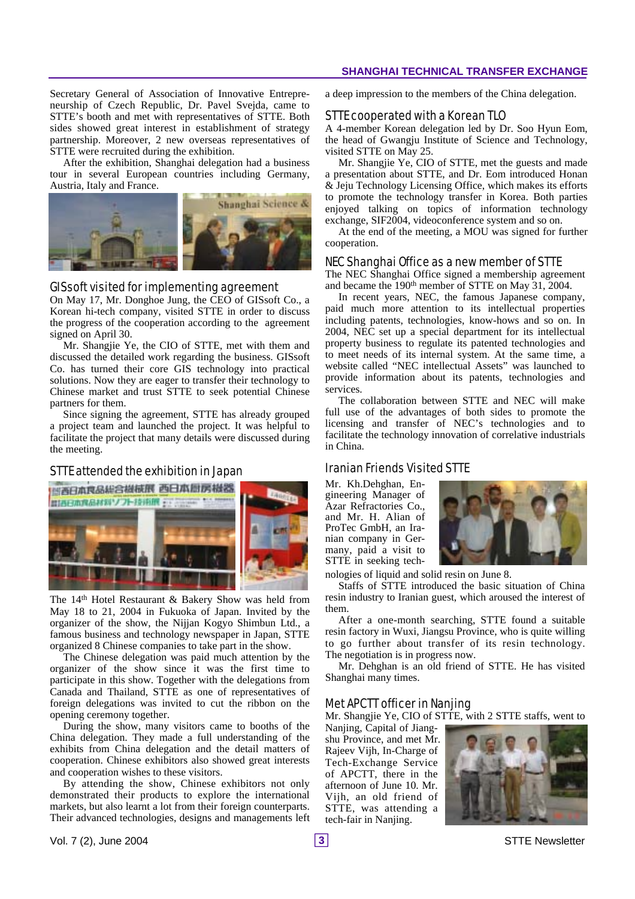Secretary General of Association of Innovative Entrepreneurship of Czech Republic, Dr. Pavel Svejda, came to STTE's booth and met with representatives of STTE. Both sides showed great interest in establishment of strategy partnership. Moreover, 2 new overseas representatives of STTE were recruited during the exhibition.

After the exhibition, Shanghai delegation had a business tour in several European countries including Germany, Austria, Italy and France.

## GISsoft visited for implementing agreement

On May 17, Mr. Donghoe Jung, the CEO of GISsoft Co., a Korean hi-tech company, visited STTE in order to discuss the progress of the cooperation according to the agreement signed on April 30.

Mr. Shangjie Ye, the CIO of STTE, met with them and discussed the detailed work regarding the business. GISsoft Co. has turned their core GIS technology into practical solutions. Now they are eager to transfer their technology to Chinese market and trust STTE to seek potential Chinese partners for them.

Since signing the agreement, STTE has already grouped a project team and launched the project. It was helpful to facilitate the project that many details were discussed during the meeting.

## STTE attended the exhibition in Japan

The 14th Hotel Restaurant & Bakery Show was held from May 18 to 21, 2004 in Fukuoka of Japan. Invited by the organizer of the show, the Nijjan Kogyo Shimbun Ltd., a famous business and technology newspaper in Japan, STTE organized 8 Chinese companies to take part in the show.

The Chinese delegation was paid much attention by the organizer of the show since it was the first time to participate in this show. Together with the delegations from Canada and Thailand, STTE as one of representatives of foreign delegations was invited to cut the ribbon on the opening ceremony together.

During the show, many visitors came to booths of the China delegation. They made a full understanding of the exhibits from China delegation and the detail matters of cooperation. Chinese exhibitors also showed great interests and cooperation wishes to these visitors.

By attending the show, Chinese exhibitors not only demonstrated their products to explore the international markets, but also learnt a lot from their foreign counterparts. Their advanced technologies, designs and managements left a deep impression to the members of the China delegation.

## STTE cooperated with a Korean TLO

A 4-member Korean delegation led by Dr. Soo Hyun Eom, the head of Gwangju Institute of Science and Technology, visited STTE on May 25.

Mr. Shangjie Ye, CIO of STTE, met the guests and made a presentation about STTE, and Dr. Eom introduced Honan & Jeju Technology Licensing Office, which makes its efforts to promote the technology transfer in Korea. Both parties enjoyed talking on topics of information technology exchange, SIF2004, videoconference system and so on.

At the end of the meeting, a MOU was signed for further cooperation.

## NEC Shanghai Office as a new member of STTE

The NEC Shanghai Office signed a membership agreement and became the 190th member of STTE on May 31, 2004.

In recent years, NEC, the famous Japanese company, paid much more attention to its intellectual properties including patents, technologies, know-hows and so on. In 2004, NEC set up a special department for its intellectual property business to regulate its patented technologies and to meet needs of its internal system. At the same time, a website called "NEC intellectual Assets" was launched to provide information about its patents, technologies and services.

The collaboration between STTE and NEC will make full use of the advantages of both sides to promote the licensing and transfer of NEC's technologies and to facilitate the technology innovation of correlative industrials in China.

## Iranian Friends Visited STTE

Mr. Kh.Dehghan, Engineering Manager of Azar Refractories Co., and Mr. H. Alian of ProTec GmbH, an Iranian company in Germany, paid a visit to STTE in seeking technologies of liquid and solid resin on June 8.

Staffs of STTE introduced the basic situation of China resin industry to Iranian guest, which aroused the interest of them.

After a one-month searching, STTE found a suitable resin factory in Wuxi, Jiangsu Province, who is quite willing to go further about transfer of its resin technology. The negotiation is in progress now.

Mr. Dehghan is an old friend of STTE. He has visited Shanghai many times.

## Met APCTT officer in Nanjing

Mr. Shangjie Ye, CIO of STTE, with 2 STTE staffs, went to Nanjing, Capital of Jiangshu Province, and met Mr. Rajeev Vijh, In-Charge of Tech-Exchange Service of APCTT, there in the afternoon of June 10. Mr. Vijh, an old friend of STTE, was attending a tech-fair in Nanjing.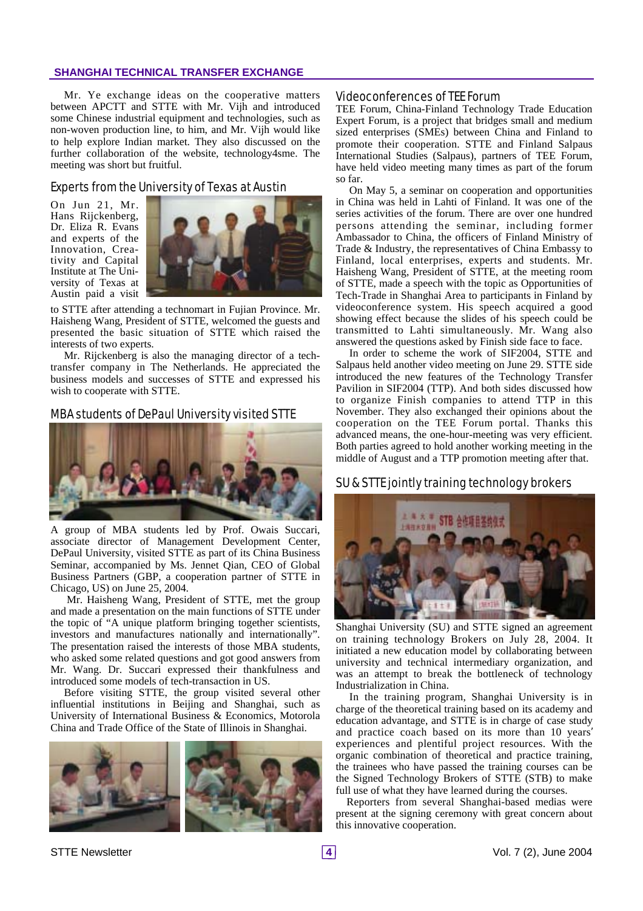Mr. Ye exchange ideas on the cooperative matters between APCTT and STTE with Mr. Vijh and introduced some Chinese industrial equipment and technologies, such as non-woven production line, to him, and Mr. Vijh would like to help explore Indian market. They also discussed on the further collaboration of the website, technology4sme. The meeting was short but fruitful.

## Experts from the University of Texas at Austin

On Jun 21, Mr. Hans Rijckenberg, Dr. Eliza R. Evans and experts of the Innovation, Creativity and Capital Institute at The University of Texas at Austin paid a visit to STTE after attending a technomart in Fujian Province. Mr. Haisheng Wang, President of STTE, welcomed the guests and presented the basic situation of STTE which raised the interests of two experts.

Mr. Rijckenberg is also the managing director of a tech-transfer company in The Netherlands. He appreciated the business models and successes of STTE and expressed his wish to cooperate with STTE.

## MBA students of DePaul University visited STTE

A group of MBA students led by Prof. Owais Succari, associate director of Management Development Center, DePaul University, visited STTE as part of its China Business Seminar, accompanied by Ms. Jennet Qian, CEO of Global Business Partners (GBP, a cooperation partner of STTE in Chicago, US) on June 25, 2004.

Mr. Haisheng Wang, President of STTE, met the group and made a presentation on the main functions of STTE under the topic of "A unique platform bringing together scientists, investors and manufactures nationally and internationally". The presentation raised the interests of those MBA students, who asked some related questions and got good answers from Mr. Wang. Dr. Succari expressed their thankfulness and introduced some models of tech-transaction in US.

Before visiting STTE, the group visited several other influential institutions in Beijing and Shanghai, such as University of International Business & Economics, Motorola China and Trade Office of the State of Illinois in Shanghai.

## Videoconferences of TEE Forum

TEE Forum, China-Finland Technology Trade Education Expert Forum, is a project that bridges small and medium sized enterprises (SMEs) between China and Finland to promote their cooperation. STTE and Finland Salpaus International Studies (Salpaus), partners of TEE Forum, have held video meeting many times as part of the forum so far.

On May 5, a seminar on cooperation and opportunities in China was held in Lahti of Finland. It was one of the series activities of the forum. There are over one hundred persons attending the seminar, including former Ambassador to China, the officers of Finland Ministry of Trade & Industry, the representatives of China Embassy to Finland, local enterprises, experts and students. Mr. Haisheng Wang, President of STTE, at the meeting room of STTE, made a speech with the topic as Opportunities of Tech-Trade in Shanghai Area to participants in Finland by videoconference system. His speech acquired a good showing effect because the slides of his speech could be transmitted to Lahti simultaneously. Mr. Wang also answered the questions asked by Finish side face to face.

In order to scheme the work of SIF2004, STTE and Salpaus held another video meeting on June 29. STTE side introduced the new features of the Technology Transfer Pavilion in SIF2004 (TTP). And both sides discussed how to organize Finish companies to attend TTP in this November. They also exchanged their opinions about the cooperation on the TEE Forum portal. Thanks this advanced means, the one-hour-meeting was very efficient. Both parties agreed to hold another working meeting in the middle of August and a TTP promotion meeting after that.

## SU & STTE jointly training technology brokers

Shanghai University (SU) and STTE signed an agreement on training technology Brokers on July 28, 2004. It initiated a new education model by collaborating between university and technical intermediary organization, and was an attempt to break the bottleneck of technology Industrialization in China.

In the training program, Shanghai University is in charge of the theoretical training based on its academy and education advantage, and STTE is in charge of case study and practice coach based on its more than 10 years' experiences and plentiful project resources. With the organic combination of theoretical and practice training, the trainees who have passed the training courses can be the Signed Technology Brokers of STTE (STB) to make full use of what they have learned during the courses.

Reporters from several Shanghai-based medias were present at the signing ceremony with great concern about this innovative cooperation.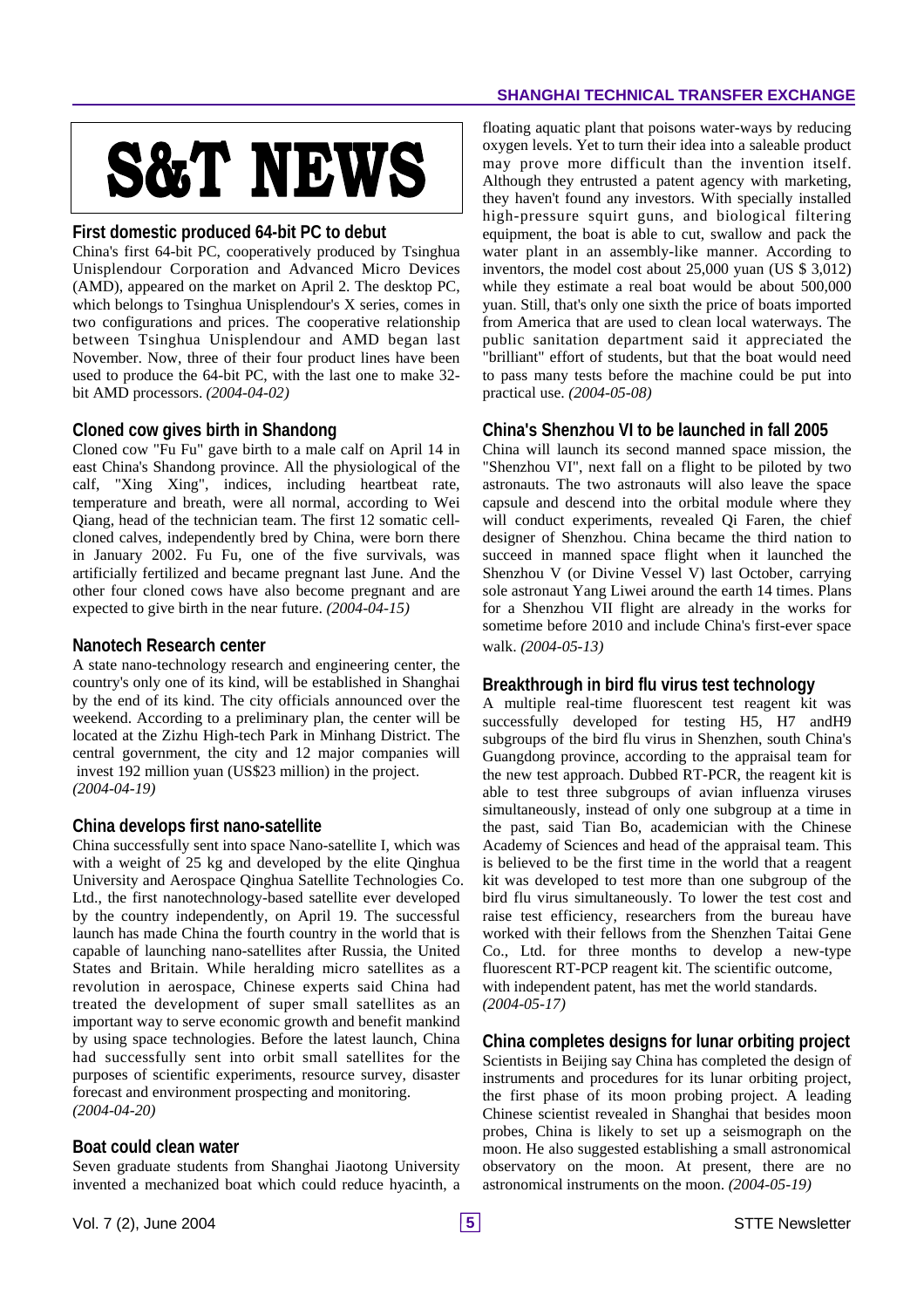# S&T NEWS

## First domestic produced 64-bit PC to debut

China's first 64-bit PC, cooperatively produced by Tsinghua Unisplendour Corporation and Advanced Micro Devices (AMD), appeared on the market on April 2. The desktop PC, which belongs to Tsinghua Unisplendour's X series, comes in two configurations and prices. The cooperative relationship between Tsinghua Unisplendour and AMD began last November. Now, three of their four product lines have been used to produce the 64-bit PC, with the last one to make 32-bit AMD processors. *(2004-04-02)*

## Cloned cow gives birth in Shandong

Cloned cow "Fu Fu" gave birth to a male calf on April 14 in east China's Shandong province. All the physiological of the calf, "Xing Xing", indices, including heartbeat rate, temperature and breath, were all normal, according to Wei Qiang, head of the technician team. The first 12 somatic cell-cloned calves, independently bred by China, were born there in January 2002. Fu Fu, one of the five survivals, was artificially fertilized and became pregnant last June. And the other four cloned cows have also become pregnant and are expected to give birth in the near future. *(2004-04-15)*

## Nanotech Research center

A state nano-technology research and engineering center, the country's only one of its kind, will be established in Shanghai by the end of its kind. The city officials announced over the weekend. According to a preliminary plan, the center will be located at the Zizhu High-tech Park in Minhang District. The central government, the city and 12 major companies will invest 192 million yuan (US$23 million) in the project. *(2004-04-19)*

## China develops first nano-satellite

China successfully sent into space Nano-satellite I, which was with a weight of 25 kg and developed by the elite Qinghua University and Aerospace Qinghua Satellite Technologies Co. Ltd., the first nanotechnology-based satellite ever developed by the country independently, on April 19. The successful launch has made China the fourth country in the world that is capable of launching nano-satellites after Russia, the United States and Britain. While heralding micro satellites as a revolution in aerospace, Chinese experts said China had treated the development of super small satellites as an important way to serve economic growth and benefit mankind by using space technologies. Before the latest launch, China had successfully sent into orbit small satellites for the purposes of scientific experiments, resource survey, disaster forecast and environment prospecting and monitoring. *(2004-04-20)*

## Boat could clean water

Seven graduate students from Shanghai Jiaotong University invented a mechanized boat which could reduce hyacinth, a floating aquatic plant that poisons water-ways by reducing oxygen levels. Yet to turn their idea into a saleable product may prove more difficult than the invention itself. Although they entrusted a patent agency with marketing, they haven't found any investors. With specially installed high-pressure squirt guns, and biological filtering equipment, the boat is able to cut, swallow and pack the water plant in an assembly-like manner. According to inventors, the model cost about 25,000 yuan (US $ 3,012) while they estimate a real boat would be about 500,000 yuan. Still, that's only one sixth the price of boats imported from America that are used to clean local waterways. The public sanitation department said it appreciated the "brilliant" effort of students, but that the boat would need to pass many tests before the machine could be put into practical use. *(2004-05-08)*

## China's Shenzhou VI to be launched in fall 2005

China will launch its second manned space mission, the "Shenzhou VI", next fall on a flight to be piloted by two astronauts. The two astronauts will also leave the space capsule and descend into the orbital module where they will conduct experiments, revealed Qi Faren, the chief designer of Shenzhou. China became the third nation to succeed in manned space flight when it launched the Shenzhou V (or Divine Vessel V) last October, carrying sole astronaut Yang Liwei around the earth 14 times. Plans for a Shenzhou VII flight are already in the works for sometime before 2010 and include China's first-ever space walk. *(2004-05-13)*

## Breakthrough in bird flu virus test technology

A multiple real-time fluorescent test reagent kit was successfully developed for testing H5, H7 andH9 subgroups of the bird flu virus in Shenzhen, south China's Guangdong province, according to the appraisal team for the new test approach. Dubbed RT-PCR, the reagent kit is able to test three subgroups of avian influenza viruses simultaneously, instead of only one subgroup at a time in the past, said Tian Bo, academician with the Chinese Academy of Sciences and head of the appraisal team. This is believed to be the first time in the world that a reagent kit was developed to test more than one subgroup of the bird flu virus simultaneously. To lower the test cost and raise test efficiency, researchers from the bureau have worked with their fellows from the Shenzhen Taitai Gene Co., Ltd. for three months to develop a new-type fluorescent RT-PCP reagent kit. The scientific outcome, with independent patent, has met the world standards. *(2004-05-17)*

## China completes designs for lunar orbiting project

Scientists in Beijing say China has completed the design of instruments and procedures for its lunar orbiting project, the first phase of its moon probing project. A leading Chinese scientist revealed in Shanghai that besides moon probes, China is likely to set up a seismograph on the moon. He also suggested establishing a small astronomical observatory on the moon. At present, there are no astronomical instruments on the moon. *(2004-05-19)*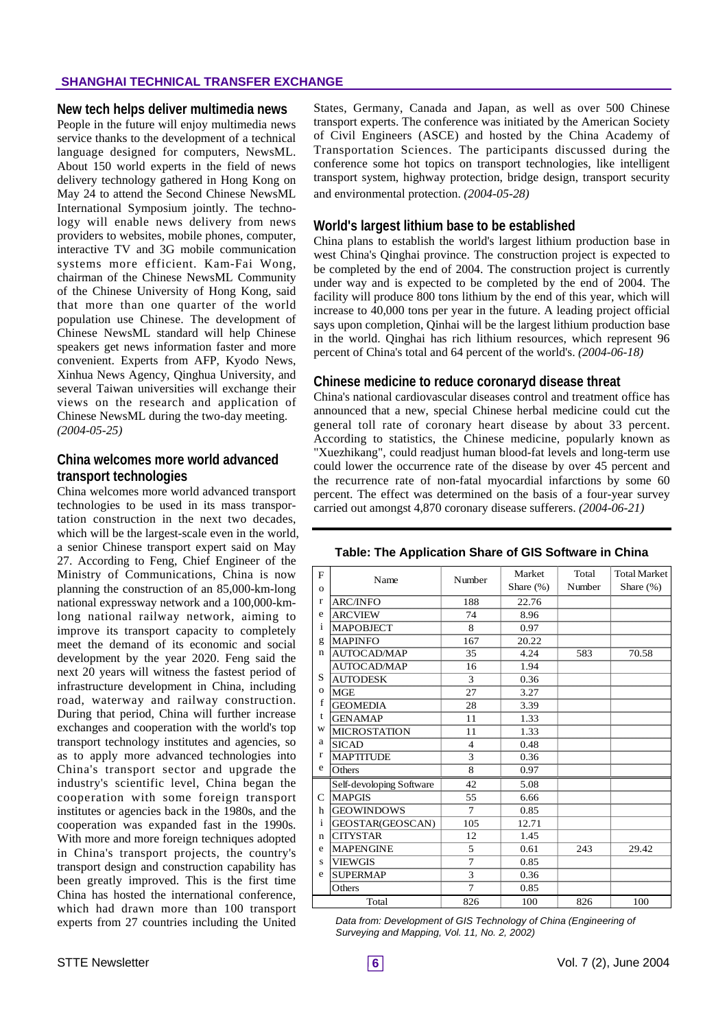## New tech helps deliver multimedia news

People in the future will enjoy multimedia news service thanks to the development of a technical language designed for computers, NewsML. About 150 world experts in the field of news delivery technology gathered in Hong Kong on May 24 to attend the Second Chinese NewsML International Symposium jointly. The technology will enable news delivery from news providers to websites, mobile phones, computer, interactive TV and 3G mobile communication systems more efficient. Kam-Fai Wong, chairman of the Chinese NewsML Community of the Chinese University of Hong Kong, said that more than one quarter of the world population use Chinese. The development of Chinese NewsML standard will help Chinese speakers get news information faster and more convenient. Experts from AFP, Kyodo News, Xinhua News Agency, Qinghua University, and several Taiwan universities will exchange their views on the research and application of Chinese NewsML during the two-day meeting. *(2004-05-25)*

## China welcomes more world advanced transport technologies

China welcomes more world advanced transport technologies to be used in its mass transportation construction in the next two decades, which will be the largest-scale even in the world, a senior Chinese transport expert said on May 27. According to Feng, Chief Engineer of the Ministry of Communications, China is now planning the construction of an 85,000-km-long national expressway network and a 100,000-km-long national railway network, aiming to improve its transport capacity to completely meet the demand of its economic and social development by the year 2020. Feng said the next 20 years will witness the fastest period of infrastructure development in China, including road, waterway and railway construction. During that period, China will further increase exchanges and cooperation with the world's top transport technology institutes and agencies, so as to apply more advanced technologies into China's transport sector and upgrade the industry's scientific level, China began the cooperation with some foreign transport institutes or agencies back in the 1980s, and the cooperation was expanded fast in the 1990s. With more and more foreign techniques adopted in China's transport projects, the country's transport design and construction capability has been greatly improved. This is the first time China has hosted the international conference, which had drawn more than 100 transport experts from 27 countries including the United States, Germany, Canada and Japan, as well as over 500 Chinese transport experts. The conference was initiated by the American Society of Civil Engineers (ASCE) and hosted by the China Academy of Transportation Sciences. The participants discussed during the conference some hot topics on transport technologies, like intelligent transport system, highway protection, bridge design, transport security and environmental protection. *(2004-05-28)*

## World's largest lithium base to be established

China plans to establish the world's largest lithium production base in west China's Qinghai province. The construction project is expected to be completed by the end of 2004. The construction project is currently under way and is expected to be completed by the end of 2004. The facility will produce 800 tons lithium by the end of this year, which will increase to 40,000 tons per year in the future. A leading project official says upon completion, Qinhai will be the largest lithium production base in the world. Qinghai has rich lithium resources, which represent 96 percent of China's total and 64 percent of the world's. *(2004-06-18)*

## Chinese medicine to reduce coronaryd disease threat

China's national cardiovascular diseases control and treatment office has announced that a new, special Chinese herbal medicine could cut the general toll rate of coronary heart disease by about 33 percent. According to statistics, the Chinese medicine, popularly known as "Xuezhikang", could readjust human blood-fat levels and long-term use could lower the occurrence rate of the disease by over 45 percent and the recurrence rate of non-fatal myocardial infarctions by some 60 percent. The effect was determined on the basis of a four-year survey carried out amongst 4,870 coronary disease sufferers. *(2004-06-21)*

**Table: The Application Share of GIS Software in China**

| | Name | Number | Market Share (%) | Total Number | Total Market Share (%) |
|---|---|---|---|---|---|
| Foreign Software | ARC/INFO | 188 | 22.76 | 583 | 70.58 |
| | ARCVIEW | 74 | 8.96 | | |
| | MAPOBJECT | 8 | 0.97 | | |
| | MAPINFO | 167 | 20.22 | | |
| | AUTOCAD/MAP | 35 | 4.24 | | |
| | AUTOCAD/MAP | 16 | 1.94 | | |
| | AUTODESK | 3 | 0.36 | | |
| | MGE | 27 | 3.27 | | |
| | GEOMEDIA | 28 | 3.39 | | |
| | GENAMAP | 11 | 1.33 | | |
| | MICROSTATION | 11 | 1.33 | | |
| | SICAD | 4 | 0.48 | | |
| | MAPTITUDE | 3 | 0.36 | | |
| | Others | 8 | 0.97 | | |
| Chinese | Self-devoloping Software | 42 | 5.08 | 243 | 29.42 |
| | MAPGIS | 55 | 6.66 | | |
| | GEOWINDOWS | 7 | 0.85 | | |
| | GEOSTAR(GEOSCAN) | 105 | 12.71 | | |
| | CITYSTAR | 12 | 1.45 | | |
| | MAPENGINE | 5 | 0.61 | | |
| | VIEWGIS | 7 | 0.85 | | |
| | SUPERMAP | 3 | 0.36 | | |
| | Others | 7 | 0.85 | | |
| Total | | 826 | 100 | 826 | 100 |

*Data from: Development of GIS Technology of China (Engineering of Surveying and Mapping, Vol. 11, No. 2, 2002)*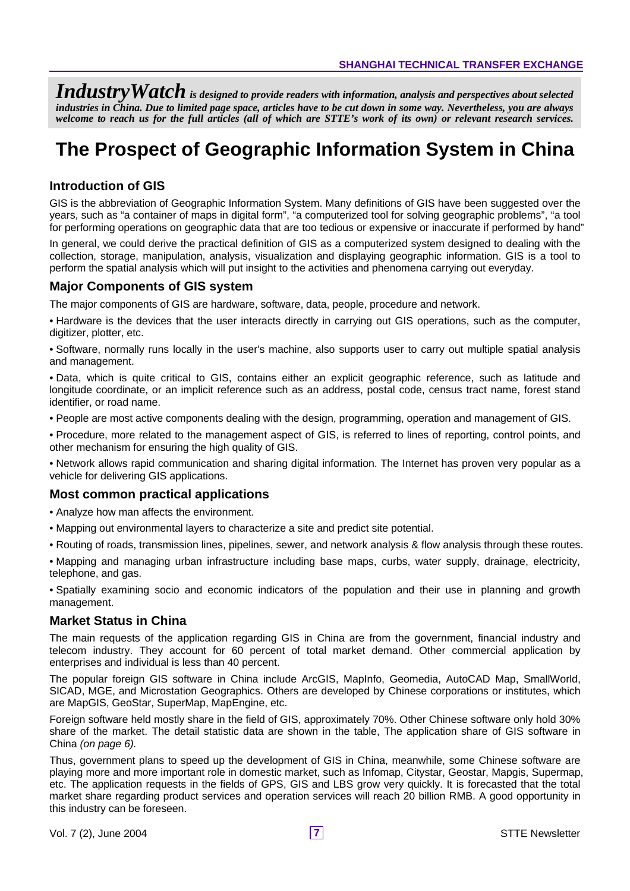*IndustryWatch* ***is designed to provide readers with information, analysis and perspectives about selected industries in China. Due to limited page space, articles have to be cut down in some way. Nevertheless, you are always welcome to reach us for the full articles (all of which are STTE's work of its own) or relevant research services.***

# The Prospect of Geographic Information System in China

## Introduction of GIS

GIS is the abbreviation of Geographic Information System. Many definitions of GIS have been suggested over the years, such as "a container of maps in digital form", "a computerized tool for solving geographic problems", "a tool for performing operations on geographic data that are too tedious or expensive or inaccurate if performed by hand"

In general, we could derive the practical definition of GIS as a computerized system designed to dealing with the collection, storage, manipulation, analysis, visualization and displaying geographic information. GIS is a tool to perform the spatial analysis which will put insight to the activities and phenomena carrying out everyday.

## Major Components of GIS system

The major components of GIS are hardware, software, data, people, procedure and network.

- Hardware is the devices that the user interacts directly in carrying out GIS operations, such as the computer, digitizer, plotter, etc.
- Software, normally runs locally in the user's machine, also supports user to carry out multiple spatial analysis and management.
- Data, which is quite critical to GIS, contains either an explicit geographic reference, such as latitude and longitude coordinate, or an implicit reference such as an address, postal code, census tract name, forest stand identifier, or road name.
- People are most active components dealing with the design, programming, operation and management of GIS.
- Procedure, more related to the management aspect of GIS, is referred to lines of reporting, control points, and other mechanism for ensuring the high quality of GIS.
- Network allows rapid communication and sharing digital information. The Internet has proven very popular as a vehicle for delivering GIS applications.

## Most common practical applications

- Analyze how man affects the environment.
- Mapping out environmental layers to characterize a site and predict site potential.
- Routing of roads, transmission lines, pipelines, sewer, and network analysis & flow analysis through these routes.
- Mapping and managing urban infrastructure including base maps, curbs, water supply, drainage, electricity, telephone, and gas.
- Spatially examining socio and economic indicators of the population and their use in planning and growth management.

## Market Status in China

The main requests of the application regarding GIS in China are from the government, financial industry and telecom industry. They account for 60 percent of total market demand. Other commercial application by enterprises and individual is less than 40 percent.

The popular foreign GIS software in China include ArcGIS, MapInfo, Geomedia, AutoCAD Map, SmallWorld, SICAD, MGE, and Microstation Geographics. Others are developed by Chinese corporations or institutes, which are MapGIS, GeoStar, SuperMap, MapEngine, etc.

Foreign software held mostly share in the field of GIS, approximately 70%. Other Chinese software only hold 30% share of the market. The detail statistic data are shown in the table, The application share of GIS software in China *(on page 6).*

Thus, government plans to speed up the development of GIS in China, meanwhile, some Chinese software are playing more and more important role in domestic market, such as Infomap, Citystar, Geostar, Mapgis, Supermap, etc. The application requests in the fields of GPS, GIS and LBS grow very quickly. It is forecasted that the total market share regarding product services and operation services will reach 20 billion RMB. A good opportunity in this industry can be foreseen.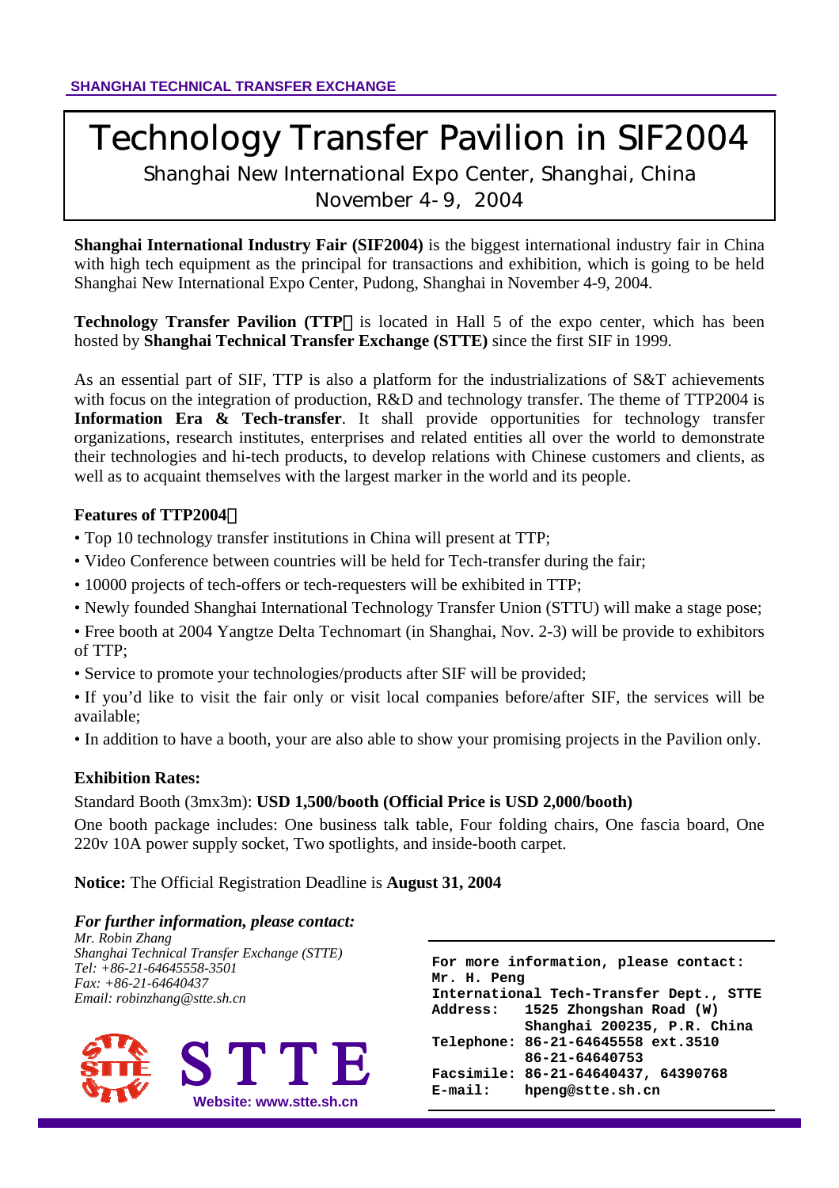SHANGHAI TECHNICAL TRANSFER EXCHANGE

# Technology Transfer Pavilion in SIF2004

Shanghai New International Expo Center, Shanghai, China

November 4-9, 2004

**Shanghai International Industry Fair (SIF2004)** is the biggest international industry fair in China with high tech equipment as the principal for transactions and exhibition, which is going to be held Shanghai New International Expo Center, Pudong, Shanghai in November 4-9, 2004.

**Technology Transfer Pavilion (TTP）** is located in Hall 5 of the expo center, which has been hosted by **Shanghai Technical Transfer Exchange (STTE)** since the first SIF in 1999.

As an essential part of SIF, TTP is also a platform for the industrializations of S&T achievements with focus on the integration of production, R&D and technology transfer. The theme of TTP2004 is **Information Era & Tech-transfer**. It shall provide opportunities for technology transfer organizations, research institutes, enterprises and related entities all over the world to demonstrate their technologies and hi-tech products, to develop relations with Chinese customers and clients, as well as to acquaint themselves with the largest marker in the world and its people.

**Features of TTP2004：**

- Top 10 technology transfer institutions in China will present at TTP;
- Video Conference between countries will be held for Tech-transfer during the fair;
- 10000 projects of tech-offers or tech-requesters will be exhibited in TTP;
- Newly founded Shanghai International Technology Transfer Union (STTU) will make a stage pose;
- Free booth at 2004 Yangtze Delta Technomart (in Shanghai, Nov. 2-3) will be provide to exhibitors of TTP;
- Service to promote your technologies/products after SIF will be provided;
- If you'd like to visit the fair only or visit local companies before/after SIF, the services will be available;
- In addition to have a booth, your are also able to show your promising projects in the Pavilion only.

**Exhibition Rates:**

Standard Booth (3mx3m): **USD 1,500/booth (Official Price is USD 2,000/booth)**

One booth package includes: One business talk table, Four folding chairs, One fascia board, One 220v 10A power supply socket, Two spotlights, and inside-booth carpet.

**Notice:** The Official Registration Deadline is **August 31, 2004**

***For further information, please contact:***

*Mr. Robin Zhang*
*Shanghai Technical Transfer Exchange (STTE)*
*Tel: +86-21-64645558-3501*
*Fax: +86-21-64640437*
*Email: robinzhang@stte.sh.cn*

STTE
Website: www.stte.sh.cn

```
For more information, please contact:
Mr. H. Peng
International Tech-Transfer Dept., STTE
Address:    1525 Zhongshan Road (W)
            Shanghai 200235, P.R. China
Telephone:  86-21-64645558 ext.3510
            86-21-64640753
Facsimile:  86-21-64640437, 64390768
E-mail:     hpeng@stte.sh.cn
```